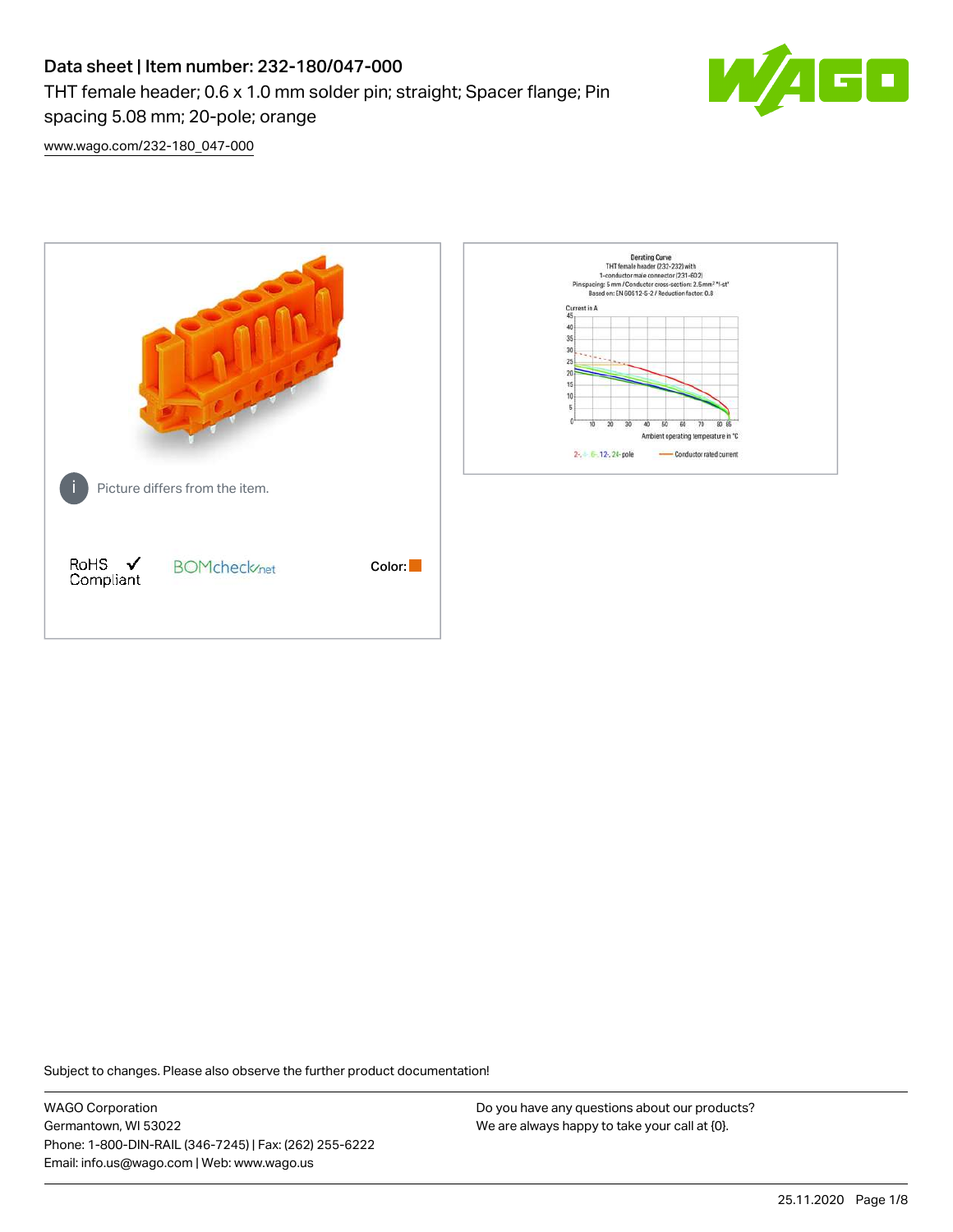# Data sheet | Item number: 232-180/047-000

THT female header; 0.6 x 1.0 mm solder pin; straight; Spacer flange; Pin spacing 5.08 mm; 20-pole; orange

www.wago.com/232-180_047-000

Picture differs from the item.

RoHS Compliant

BOMcheck.net

Color:

Subject to changes. Please also observe the further product documentation!

WAGO Corporation
Germantown, WI 53022
Phone: 1-800-DIN-RAIL (346-7245) | Fax: (262) 255-6222
Email: info.us@wago.com | Web: www.wago.us

Do you have any questions about our products?
We are always happy to take your call at {0}.

25.11.2020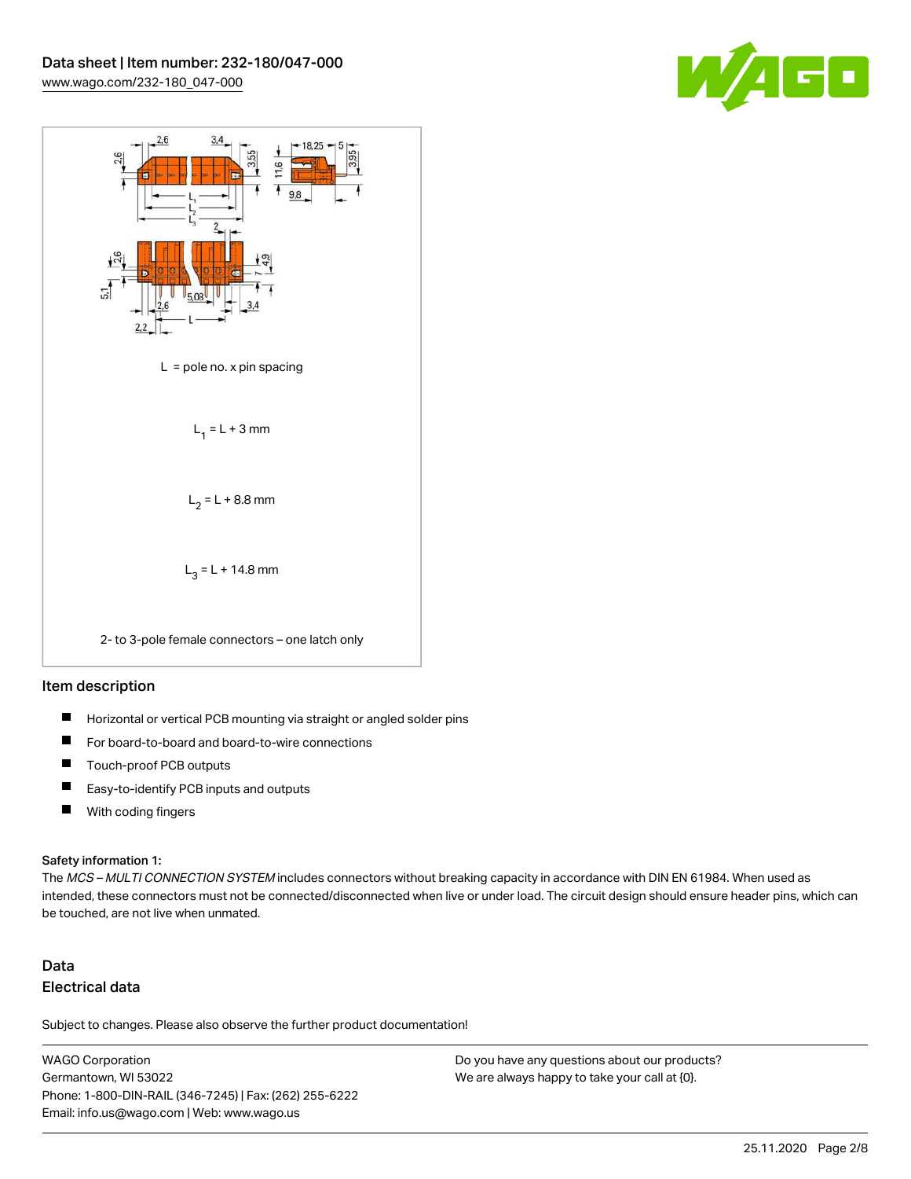L = pole no. x pin spacing

$L_1 = L + 3$ mm

$L_2 = L + 8.8$ mm

$L_3 = L + 14.8$ mm

2- to 3-pole female connectors – one latch only

## Item description

- Horizontal or vertical PCB mounting via straight or angled solder pins
- For board-to-board and board-to-wire connections
- Touch-proof PCB outputs
- Easy-to-identify PCB inputs and outputs
- With coding fingers

### Safety information 1:

The *MCS – MULTI CONNECTION SYSTEM* includes connectors without breaking capacity in accordance with DIN EN 61984. When used as intended, these connectors must not be connected/disconnected when live or under load. The circuit design should ensure header pins, which can be touched, are not live when unmated.

## Data

### Electrical data

Subject to changes. Please also observe the further product documentation!

WAGO Corporation
Germantown, WI 53022
Phone: 1-800-DIN-RAIL (346-7245) | Fax: (262) 255-6222
Email: info.us@wago.com | Web: www.wago.us

Do you have any questions about our products?
We are always happy to take your call at {0}.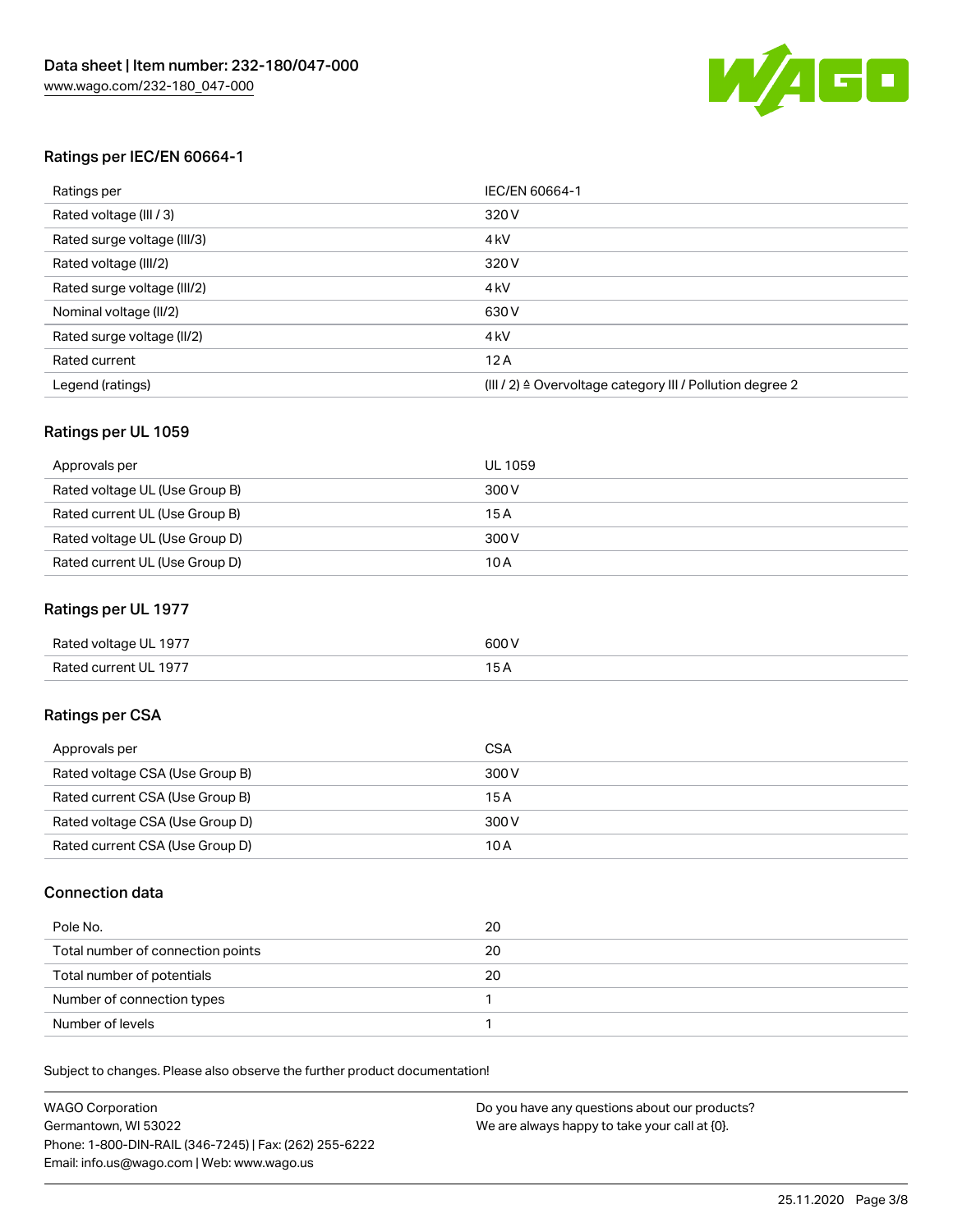## Ratings per IEC/EN 60664-1

| Ratings per | IEC/EN 60664-1 |
| --- | --- |
| Rated voltage (III / 3) | 320 V |
| Rated surge voltage (III/3) | 4 kV |
| Rated voltage (III/2) | 320 V |
| Rated surge voltage (III/2) | 4 kV |
| Nominal voltage (II/2) | 630 V |
| Rated surge voltage (II/2) | 4 kV |
| Rated current | 12 A |
| Legend (ratings) | (III / 2) ≙ Overvoltage category III / Pollution degree 2 |

## Ratings per UL 1059

| Approvals per | UL 1059 |
| --- | --- |
| Rated voltage UL (Use Group B) | 300 V |
| Rated current UL (Use Group B) | 15 A |
| Rated voltage UL (Use Group D) | 300 V |
| Rated current UL (Use Group D) | 10 A |

## Ratings per UL 1977

| Rated voltage UL 1977 | 600 V |
| --- | --- |
| Rated current UL 1977 | 15 A |

## Ratings per CSA

| Approvals per | CSA |
| --- | --- |
| Rated voltage CSA (Use Group B) | 300 V |
| Rated current CSA (Use Group B) | 15 A |
| Rated voltage CSA (Use Group D) | 300 V |
| Rated current CSA (Use Group D) | 10 A |

## Connection data

| Pole No. | 20 |
| --- | --- |
| Total number of connection points | 20 |
| Total number of potentials | 20 |
| Number of connection types | 1 |
| Number of levels | 1 |

Subject to changes. Please also observe the further product documentation!

WAGO Corporation
Germantown, WI 53022
Phone: 1-800-DIN-RAIL (346-7245) | Fax: (262) 255-6222
Email: info.us@wago.com | Web: www.wago.us

Do you have any questions about our products?
We are always happy to take your call at {0}.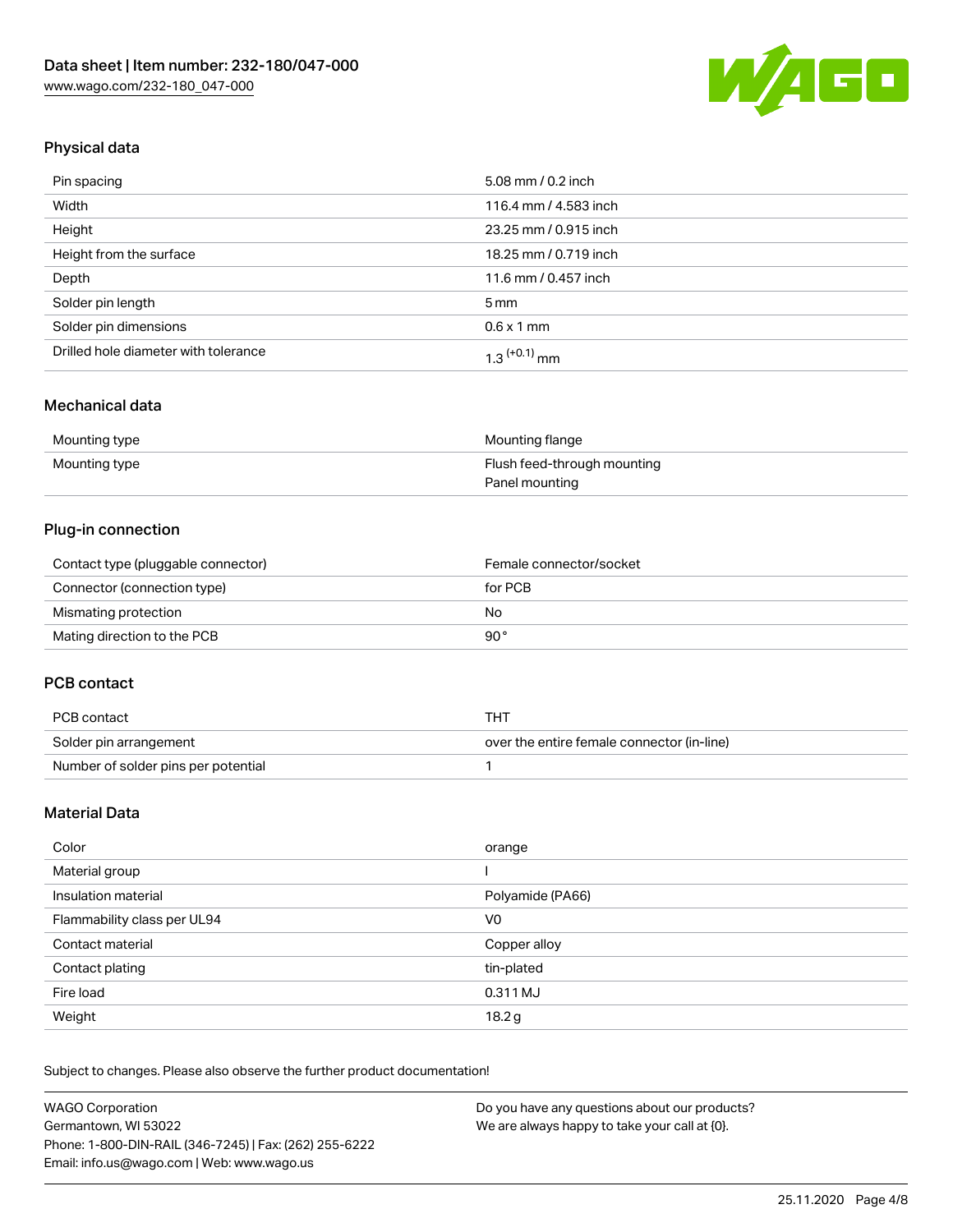## Physical data

| | |
|---|---|
| Pin spacing | 5.08 mm / 0.2 inch |
| Width | 116.4 mm / 4.583 inch |
| Height | 23.25 mm / 0.915 inch |
| Height from the surface | 18.25 mm / 0.719 inch |
| Depth | 11.6 mm / 0.457 inch |
| Solder pin length | 5 mm |
| Solder pin dimensions | 0.6 x 1 mm |
| Drilled hole diameter with tolerance | $1.3^{(+0.1)}$ mm |

## Mechanical data

| | |
|---|---|
| Mounting type | Mounting flange |
| Mounting type | Flush feed-through mounting<br>Panel mounting |

## Plug-in connection

| | |
|---|---|
| Contact type (pluggable connector) | Female connector/socket |
| Connector (connection type) | for PCB |
| Mismating protection | No |
| Mating direction to the PCB | 90° |

## PCB contact

| | |
|---|---|
| PCB contact | THT |
| Solder pin arrangement | over the entire female connector (in-line) |
| Number of solder pins per potential | 1 |

## Material Data

| | |
|---|---|
| Color | orange |
| Material group | I |
| Insulation material | Polyamide (PA66) |
| Flammability class per UL94 | V0 |
| Contact material | Copper alloy |
| Contact plating | tin-plated |
| Fire load | 0.311 MJ |
| Weight | 18.2 g |

Subject to changes. Please also observe the further product documentation!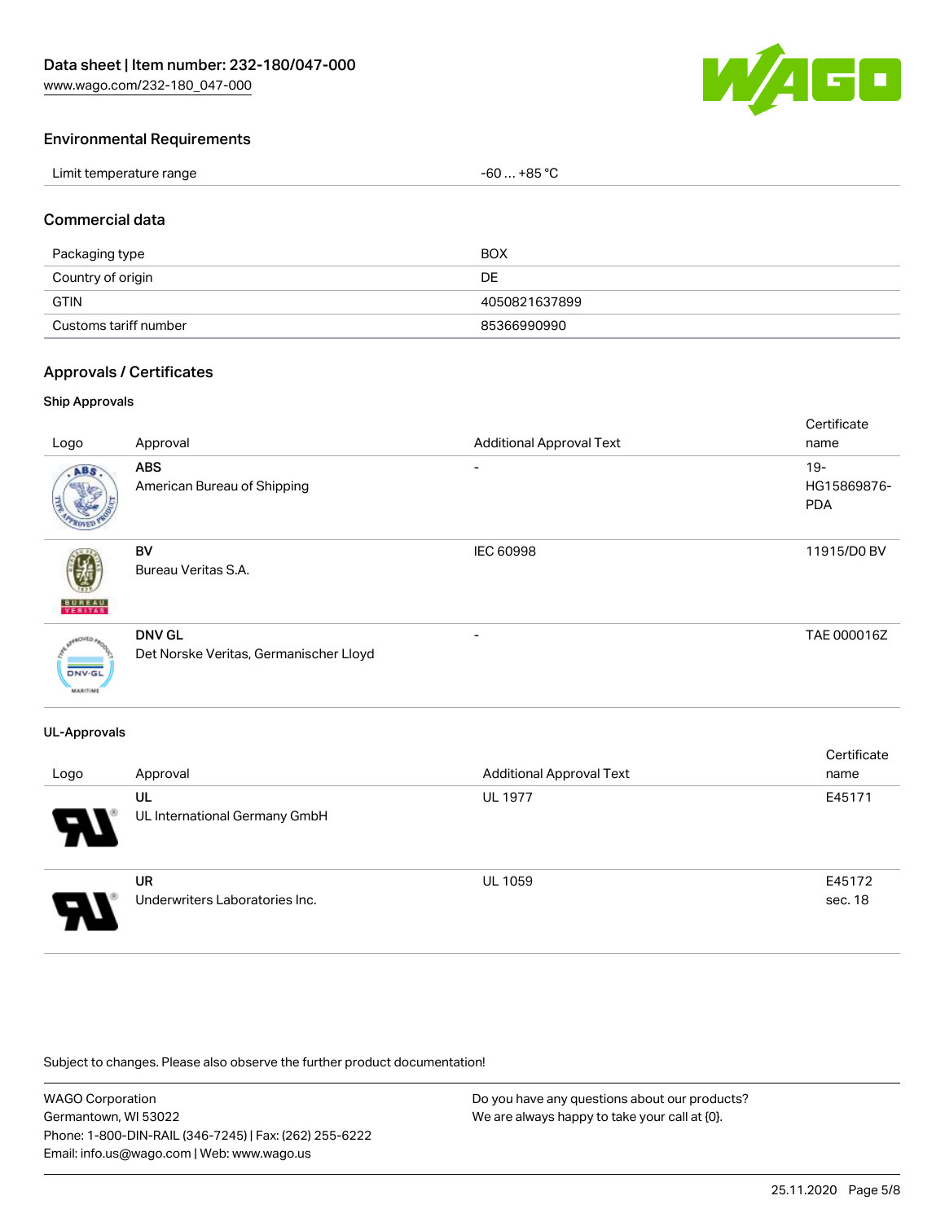## Environmental Requirements

| Limit temperature range | -60 … +85 °C |
|---|---|

## Commercial data

| Packaging type | BOX |
|---|---|
| Country of origin | DE |
| GTIN | 4050821637899 |
| Customs tariff number | 85366990990 |

## Approvals / Certificates

### Ship Approvals

| Logo | Approval | Additional Approval Text | Certificate name |
|---|---|---|---|
| | **ABS** American Bureau of Shipping | - | 19-HG15869876-PDA |
| | **BV** Bureau Veritas S.A. | IEC 60998 | 11915/D0 BV |
| | **DNV GL** Det Norske Veritas, Germanischer Lloyd | - | TAE 000016Z |

### UL-Approvals

| Logo | Approval | Additional Approval Text | Certificate name |
|---|---|---|---|
| | **UL** UL International Germany GmbH | UL 1977 | E45171 |
| | **UR** Underwriters Laboratories Inc. | UL 1059 | E45172 sec. 18 |

Subject to changes. Please also observe the further product documentation!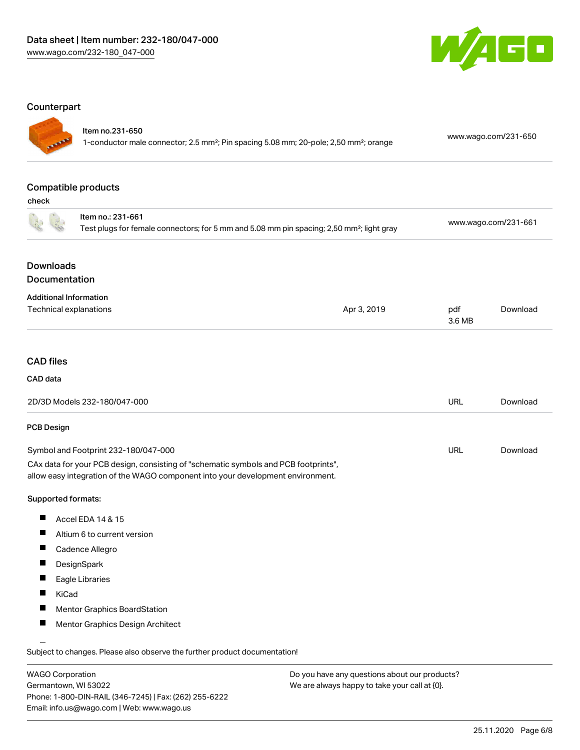## Counterpart

Item no.231-650
1-conductor male connector; 2.5 mm²; Pin spacing 5.08 mm; 20-pole; 2,50 mm²; orange — www.wago.com/231-650

## Compatible products

check

Item no.: 231-661
Test plugs for female connectors; for 5 mm and 5.08 mm pin spacing; 2,50 mm²; light gray — www.wago.com/231-661

## Downloads

### Documentation

**Additional Information**

| | | | |
|---|---|---|---|
| Technical explanations | Apr 3, 2019 | pdf 3.6 MB | Download |

## CAD files

**CAD data**

| | | |
|---|---|---|
| 2D/3D Models 232-180/047-000 | URL | Download |

**PCB Design**

| | | |
|---|---|---|
| Symbol and Footprint 232-180/047-000 | URL | Download |

CAx data for your PCB design, consisting of "schematic symbols and PCB footprints", allow easy integration of the WAGO component into your development environment.

**Supported formats:**

- Accel EDA 14 & 15
- Altium 6 to current version
- Cadence Allegro
- DesignSpark
- Eagle Libraries
- KiCad
- Mentor Graphics BoardStation
- Mentor Graphics Design Architect

Subject to changes. Please also observe the further product documentation!

WAGO Corporation
Germantown, WI 53022
Phone: 1-800-DIN-RAIL (346-7245) | Fax: (262) 255-6222
Email: info.us@wago.com | Web: www.wago.us

Do you have any questions about our products?
We are always happy to take your call at {0}.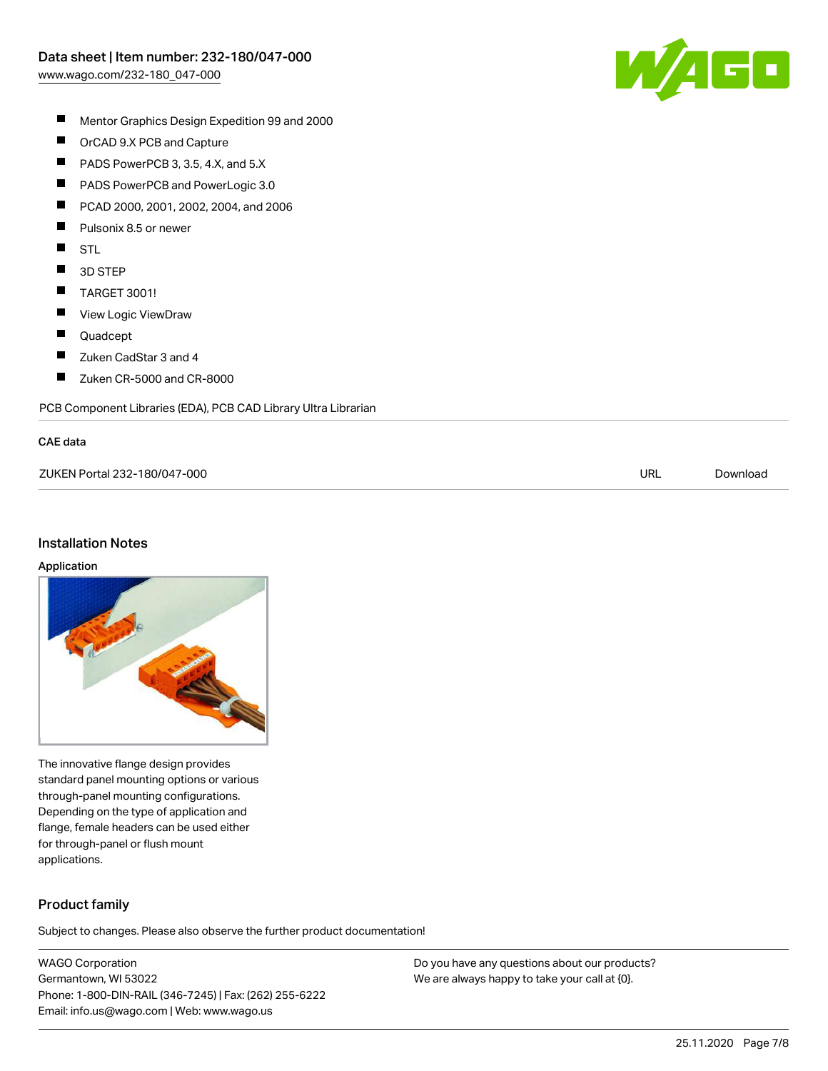- Mentor Graphics Design Expedition 99 and 2000
- OrCAD 9.X PCB and Capture
- PADS PowerPCB 3, 3.5, 4.X, and 5.X
- PADS PowerPCB and PowerLogic 3.0
- PCAD 2000, 2001, 2002, 2004, and 2006
- Pulsonix 8.5 or newer
- STL
- 3D STEP
- TARGET 3001!
- View Logic ViewDraw
- Quadcept
- Zuken CadStar 3 and 4
- Zuken CR-5000 and CR-8000

PCB Component Libraries (EDA), PCB CAD Library Ultra Librarian

CAE data

| | | |
|---|---|---|
| ZUKEN Portal 232-180/047-000 | URL | Download |

## Installation Notes

### Application

The innovative flange design provides standard panel mounting options or various through-panel mounting configurations. Depending on the type of application and flange, female headers can be used either for through-panel or flush mount applications.

## Product family

Subject to changes. Please also observe the further product documentation!

WAGO Corporation
Germantown, WI 53022
Phone: 1-800-DIN-RAIL (346-7245) | Fax: (262) 255-6222
Email: info.us@wago.com | Web: www.wago.us

Do you have any questions about our products?
We are always happy to take your call at {0}.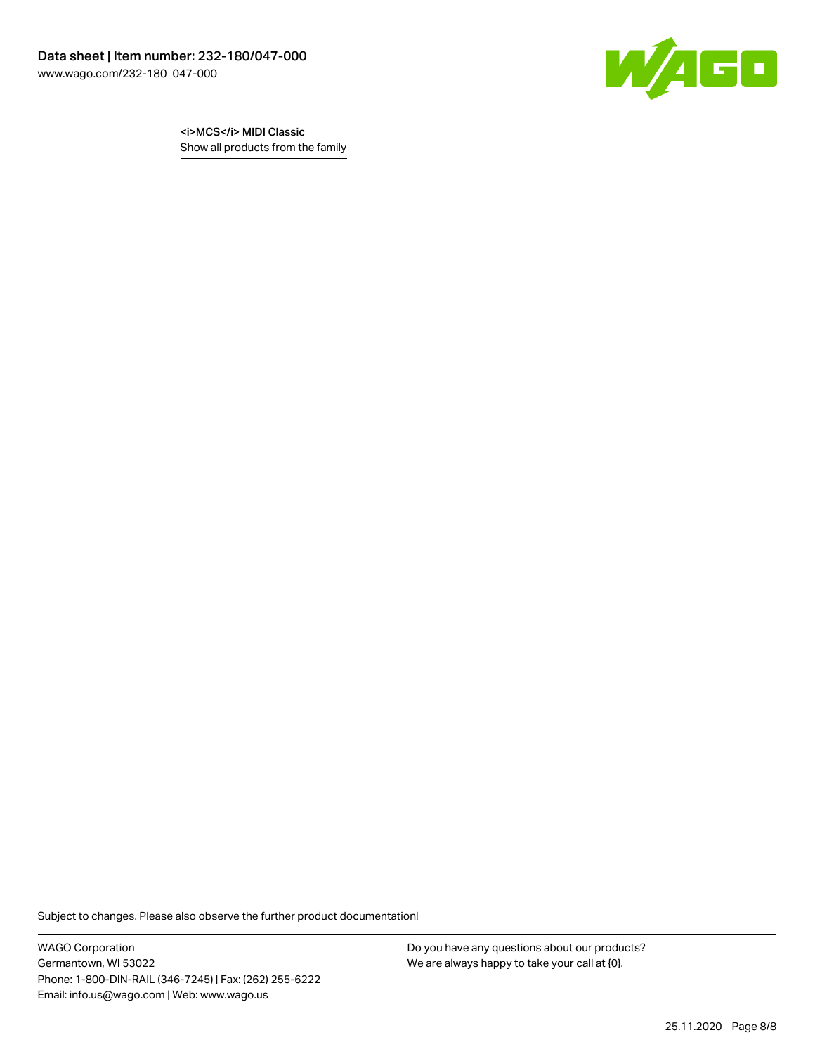<i>MCS</i> MIDI Classic
Show all products from the family

Subject to changes. Please also observe the further product documentation!

WAGO Corporation
Germantown, WI 53022
Phone: 1-800-DIN-RAIL (346-7245) | Fax: (262) 255-6222
Email: info.us@wago.com | Web: www.wago.us

Do you have any questions about our products?
We are always happy to take your call at {0}.